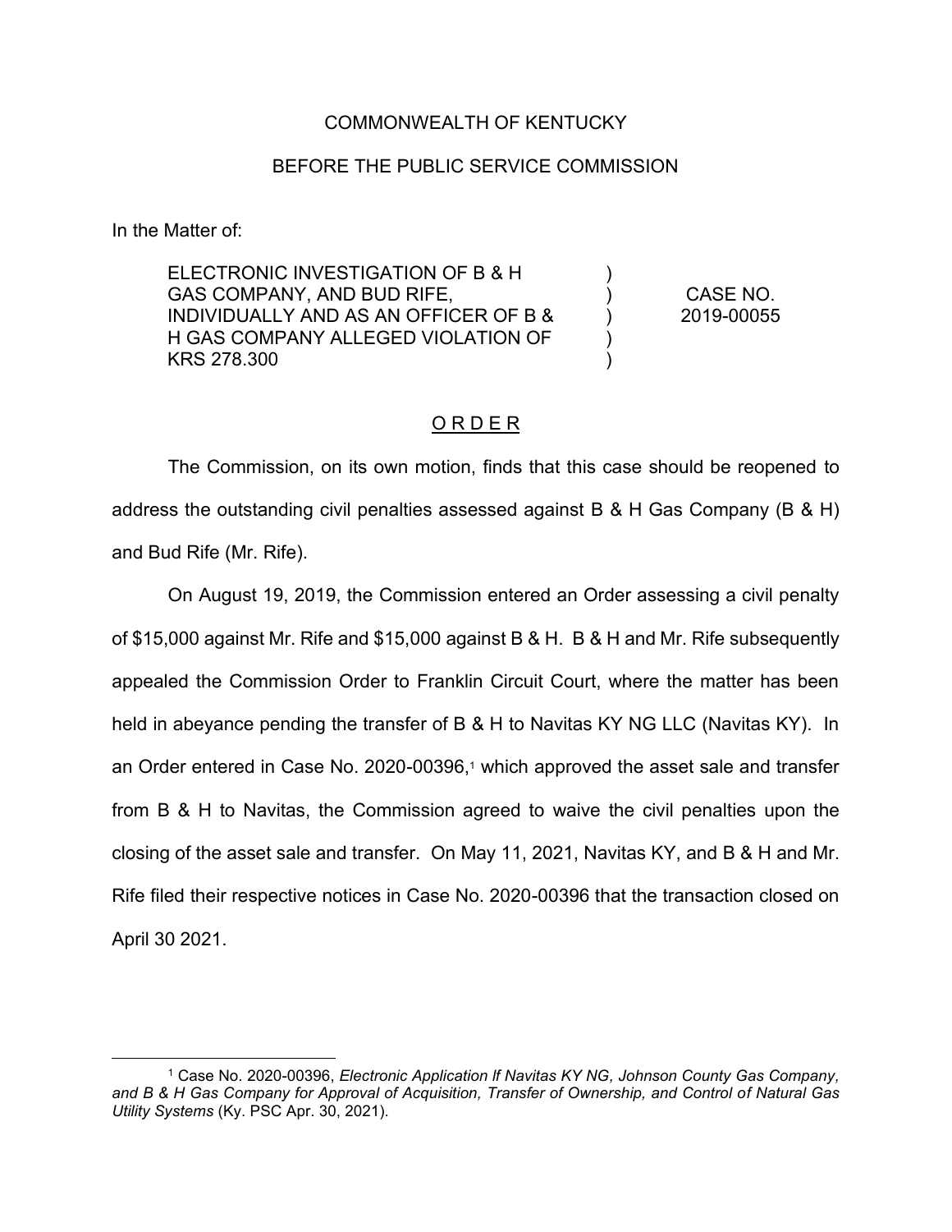COMMONWEALTH OF KENTUCKY

BEFORE THE PUBLIC SERVICE COMMISSION

In the Matter of:

| | | |
|---|---|---|
| ELECTRONIC INVESTIGATION OF B & H GAS COMPANY, AND BUD RIFE, INDIVIDUALLY AND AS AN OFFICER OF B & H GAS COMPANY ALLEGED VIOLATION OF KRS 278.300 | ) ) ) ) ) | CASE NO. 2019-00055 |

## O R D E R

The Commission, on its own motion, finds that this case should be reopened to address the outstanding civil penalties assessed against B & H Gas Company (B & H) and Bud Rife (Mr. Rife).

On August 19, 2019, the Commission entered an Order assessing a civil penalty of $15,000 against Mr. Rife and $15,000 against B & H. B & H and Mr. Rife subsequently appealed the Commission Order to Franklin Circuit Court, where the matter has been held in abeyance pending the transfer of B & H to Navitas KY NG LLC (Navitas KY). In an Order entered in Case No. 2020-00396,[1] which approved the asset sale and transfer from B & H to Navitas, the Commission agreed to waive the civil penalties upon the closing of the asset sale and transfer. On May 11, 2021, Navitas KY, and B & H and Mr. Rife filed their respective notices in Case No. 2020-00396 that the transaction closed on April 30 2021.

[1] Case No. 2020-00396, *Electronic Application If Navitas KY NG, Johnson County Gas Company, and B & H Gas Company for Approval of Acquisition, Transfer of Ownership, and Control of Natural Gas Utility Systems* (Ky. PSC Apr. 30, 2021).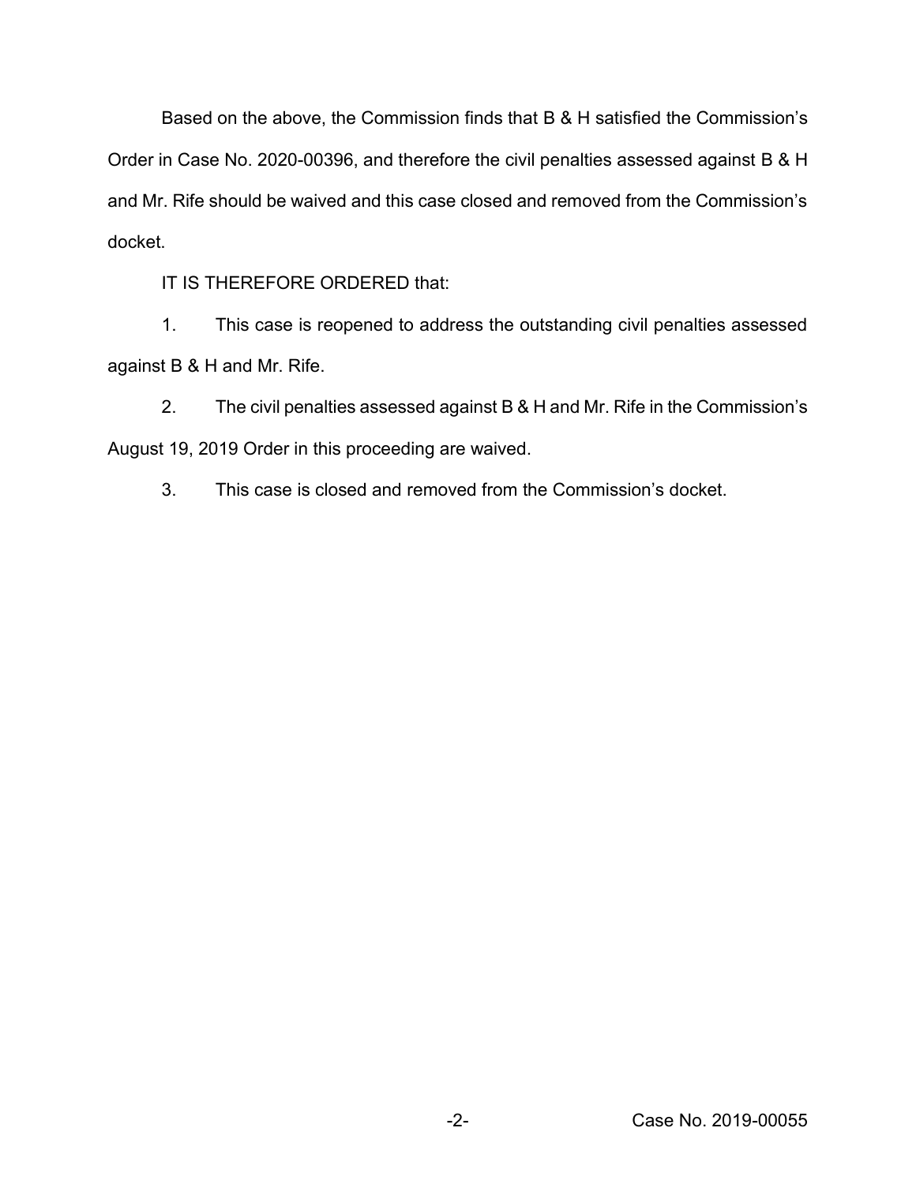Based on the above, the Commission finds that B & H satisfied the Commission's Order in Case No. 2020-00396, and therefore the civil penalties assessed against B & H and Mr. Rife should be waived and this case closed and removed from the Commission's docket.

IT IS THEREFORE ORDERED that:

1. This case is reopened to address the outstanding civil penalties assessed against B & H and Mr. Rife.

2. The civil penalties assessed against B & H and Mr. Rife in the Commission's August 19, 2019 Order in this proceeding are waived.

3. This case is closed and removed from the Commission's docket.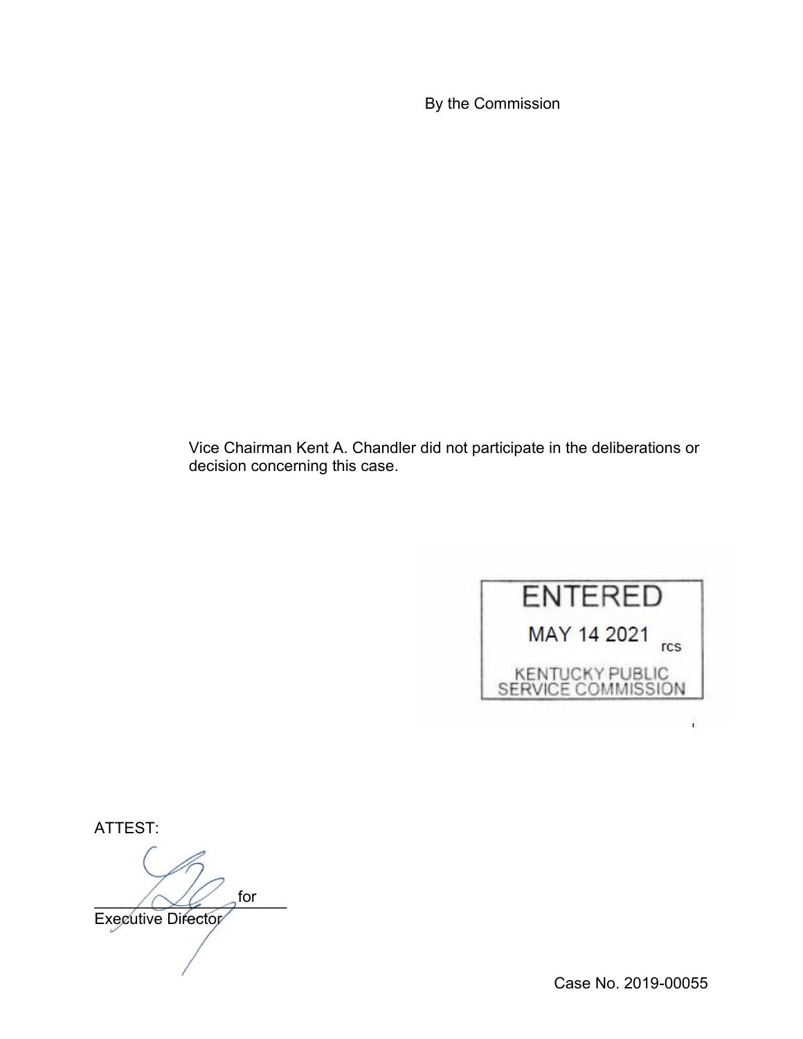By the Commission

Vice Chairman Kent A. Chandler did not participate in the deliberations or decision concerning this case.

ENTERED

MAY 14 2021 rcs

KENTUCKY PUBLIC SERVICE COMMISSION

ATTEST:

\_\_\_\_\_\_\_\_\_\_\_\_\_\_\_\_\_\_\_\_ for

Executive Director

Case No. 2019-00055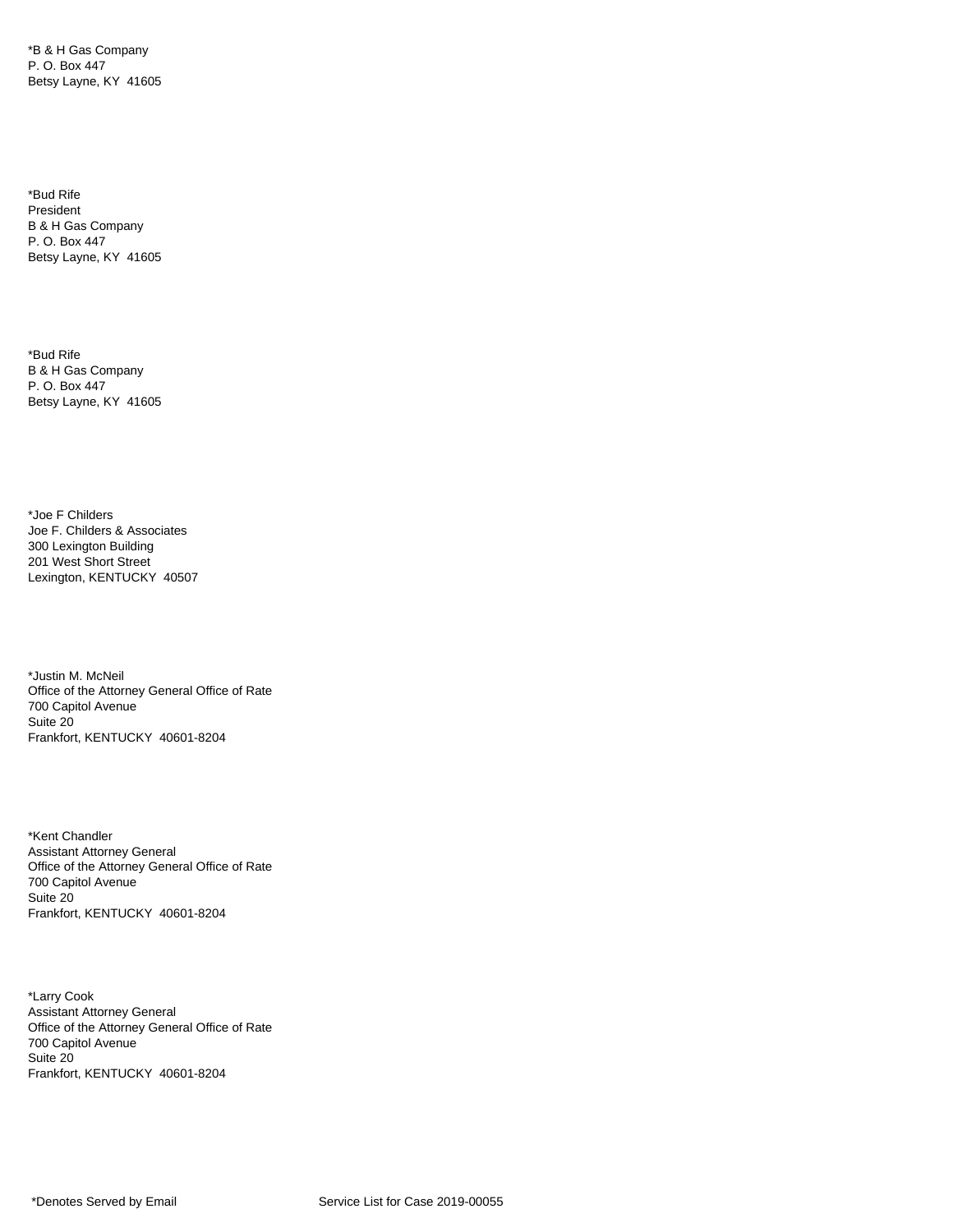*B & H Gas Company
P. O. Box 447
Betsy Layne, KY  41605

*Bud Rife
President
B & H Gas Company
P. O. Box 447
Betsy Layne, KY  41605

*Bud Rife
B & H Gas Company
P. O. Box 447
Betsy Layne, KY  41605

*Joe F Childers
Joe F. Childers & Associates
300 Lexington Building
201 West Short Street
Lexington, KENTUCKY  40507

*Justin M. McNeil
Office of the Attorney General Office of Rate
700 Capitol Avenue
Suite 20
Frankfort, KENTUCKY  40601-8204

*Kent Chandler
Assistant Attorney General
Office of the Attorney General Office of Rate
700 Capitol Avenue
Suite 20
Frankfort, KENTUCKY  40601-8204

*Larry Cook
Assistant Attorney General
Office of the Attorney General Office of Rate
700 Capitol Avenue
Suite 20
Frankfort, KENTUCKY  40601-8204

*Denotes Served by Email

Service List for Case 2019-00055